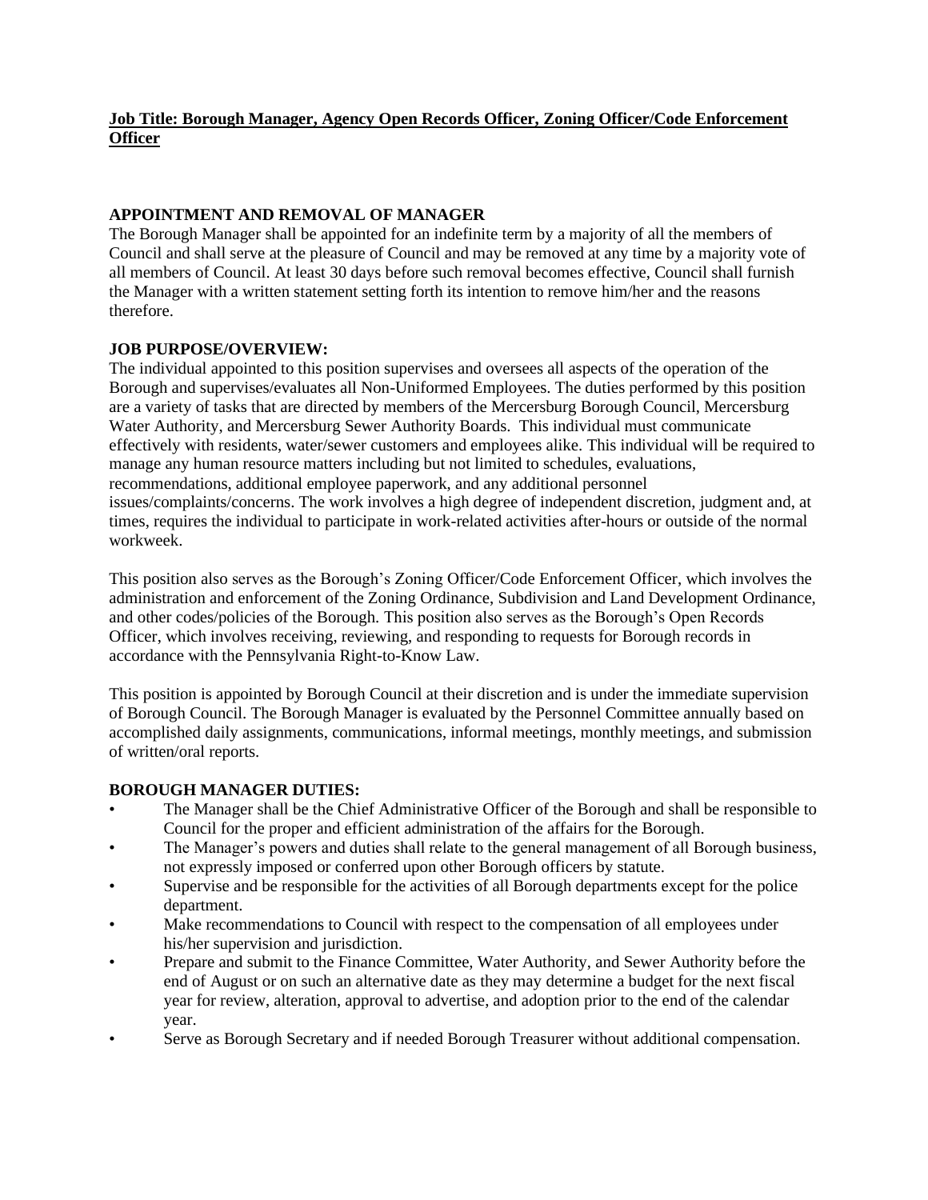**Job Title: Borough Manager, Agency Open Records Officer, Zoning Officer/Code Enforcement Officer**

## APPOINTMENT AND REMOVAL OF MANAGER

The Borough Manager shall be appointed for an indefinite term by a majority of all the members of Council and shall serve at the pleasure of Council and may be removed at any time by a majority vote of all members of Council. At least 30 days before such removal becomes effective, Council shall furnish the Manager with a written statement setting forth its intention to remove him/her and the reasons therefore.

## JOB PURPOSE/OVERVIEW:

The individual appointed to this position supervises and oversees all aspects of the operation of the Borough and supervises/evaluates all Non-Uniformed Employees. The duties performed by this position are a variety of tasks that are directed by members of the Mercersburg Borough Council, Mercersburg Water Authority, and Mercersburg Sewer Authority Boards. This individual must communicate effectively with residents, water/sewer customers and employees alike. This individual will be required to manage any human resource matters including but not limited to schedules, evaluations, recommendations, additional employee paperwork, and any additional personnel issues/complaints/concerns. The work involves a high degree of independent discretion, judgment and, at times, requires the individual to participate in work-related activities after-hours or outside of the normal workweek.

This position also serves as the Borough's Zoning Officer/Code Enforcement Officer, which involves the administration and enforcement of the Zoning Ordinance, Subdivision and Land Development Ordinance, and other codes/policies of the Borough. This position also serves as the Borough's Open Records Officer, which involves receiving, reviewing, and responding to requests for Borough records in accordance with the Pennsylvania Right-to-Know Law.

This position is appointed by Borough Council at their discretion and is under the immediate supervision of Borough Council. The Borough Manager is evaluated by the Personnel Committee annually based on accomplished daily assignments, communications, informal meetings, monthly meetings, and submission of written/oral reports.

## BOROUGH MANAGER DUTIES:

- The Manager shall be the Chief Administrative Officer of the Borough and shall be responsible to Council for the proper and efficient administration of the affairs for the Borough.
- The Manager's powers and duties shall relate to the general management of all Borough business, not expressly imposed or conferred upon other Borough officers by statute.
- Supervise and be responsible for the activities of all Borough departments except for the police department.
- Make recommendations to Council with respect to the compensation of all employees under his/her supervision and jurisdiction.
- Prepare and submit to the Finance Committee, Water Authority, and Sewer Authority before the end of August or on such an alternative date as they may determine a budget for the next fiscal year for review, alteration, approval to advertise, and adoption prior to the end of the calendar year.
- Serve as Borough Secretary and if needed Borough Treasurer without additional compensation.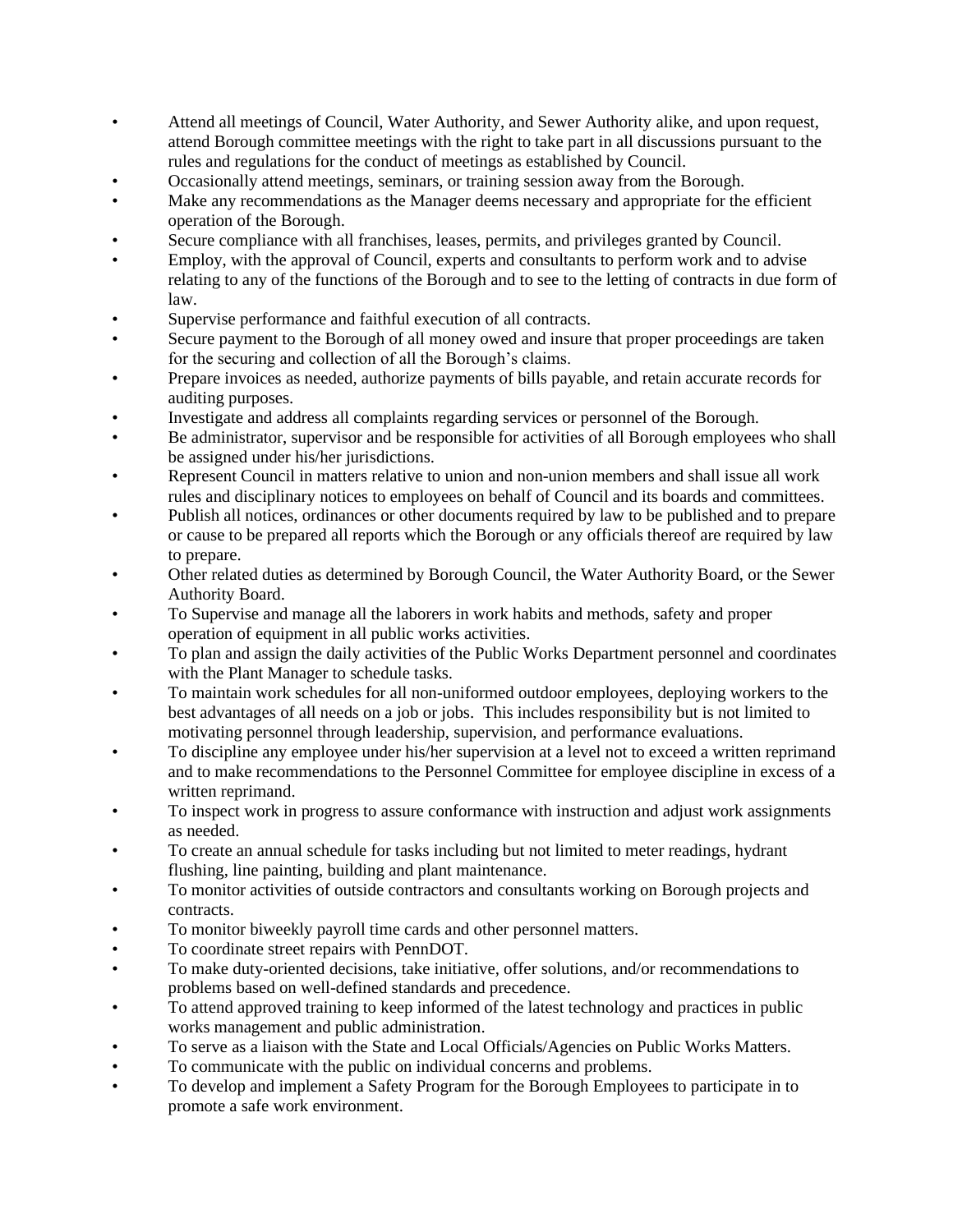- Attend all meetings of Council, Water Authority, and Sewer Authority alike, and upon request, attend Borough committee meetings with the right to take part in all discussions pursuant to the rules and regulations for the conduct of meetings as established by Council.
- Occasionally attend meetings, seminars, or training session away from the Borough.
- Make any recommendations as the Manager deems necessary and appropriate for the efficient operation of the Borough.
- Secure compliance with all franchises, leases, permits, and privileges granted by Council.
- Employ, with the approval of Council, experts and consultants to perform work and to advise relating to any of the functions of the Borough and to see to the letting of contracts in due form of law.
- Supervise performance and faithful execution of all contracts.
- Secure payment to the Borough of all money owed and insure that proper proceedings are taken for the securing and collection of all the Borough's claims.
- Prepare invoices as needed, authorize payments of bills payable, and retain accurate records for auditing purposes.
- Investigate and address all complaints regarding services or personnel of the Borough.
- Be administrator, supervisor and be responsible for activities of all Borough employees who shall be assigned under his/her jurisdictions.
- Represent Council in matters relative to union and non-union members and shall issue all work rules and disciplinary notices to employees on behalf of Council and its boards and committees.
- Publish all notices, ordinances or other documents required by law to be published and to prepare or cause to be prepared all reports which the Borough or any officials thereof are required by law to prepare.
- Other related duties as determined by Borough Council, the Water Authority Board, or the Sewer Authority Board.
- To Supervise and manage all the laborers in work habits and methods, safety and proper operation of equipment in all public works activities.
- To plan and assign the daily activities of the Public Works Department personnel and coordinates with the Plant Manager to schedule tasks.
- To maintain work schedules for all non-uniformed outdoor employees, deploying workers to the best advantages of all needs on a job or jobs. This includes responsibility but is not limited to motivating personnel through leadership, supervision, and performance evaluations.
- To discipline any employee under his/her supervision at a level not to exceed a written reprimand and to make recommendations to the Personnel Committee for employee discipline in excess of a written reprimand.
- To inspect work in progress to assure conformance with instruction and adjust work assignments as needed.
- To create an annual schedule for tasks including but not limited to meter readings, hydrant flushing, line painting, building and plant maintenance.
- To monitor activities of outside contractors and consultants working on Borough projects and contracts.
- To monitor biweekly payroll time cards and other personnel matters.
- To coordinate street repairs with PennDOT.
- To make duty-oriented decisions, take initiative, offer solutions, and/or recommendations to problems based on well-defined standards and precedence.
- To attend approved training to keep informed of the latest technology and practices in public works management and public administration.
- To serve as a liaison with the State and Local Officials/Agencies on Public Works Matters.
- To communicate with the public on individual concerns and problems.
- To develop and implement a Safety Program for the Borough Employees to participate in to promote a safe work environment.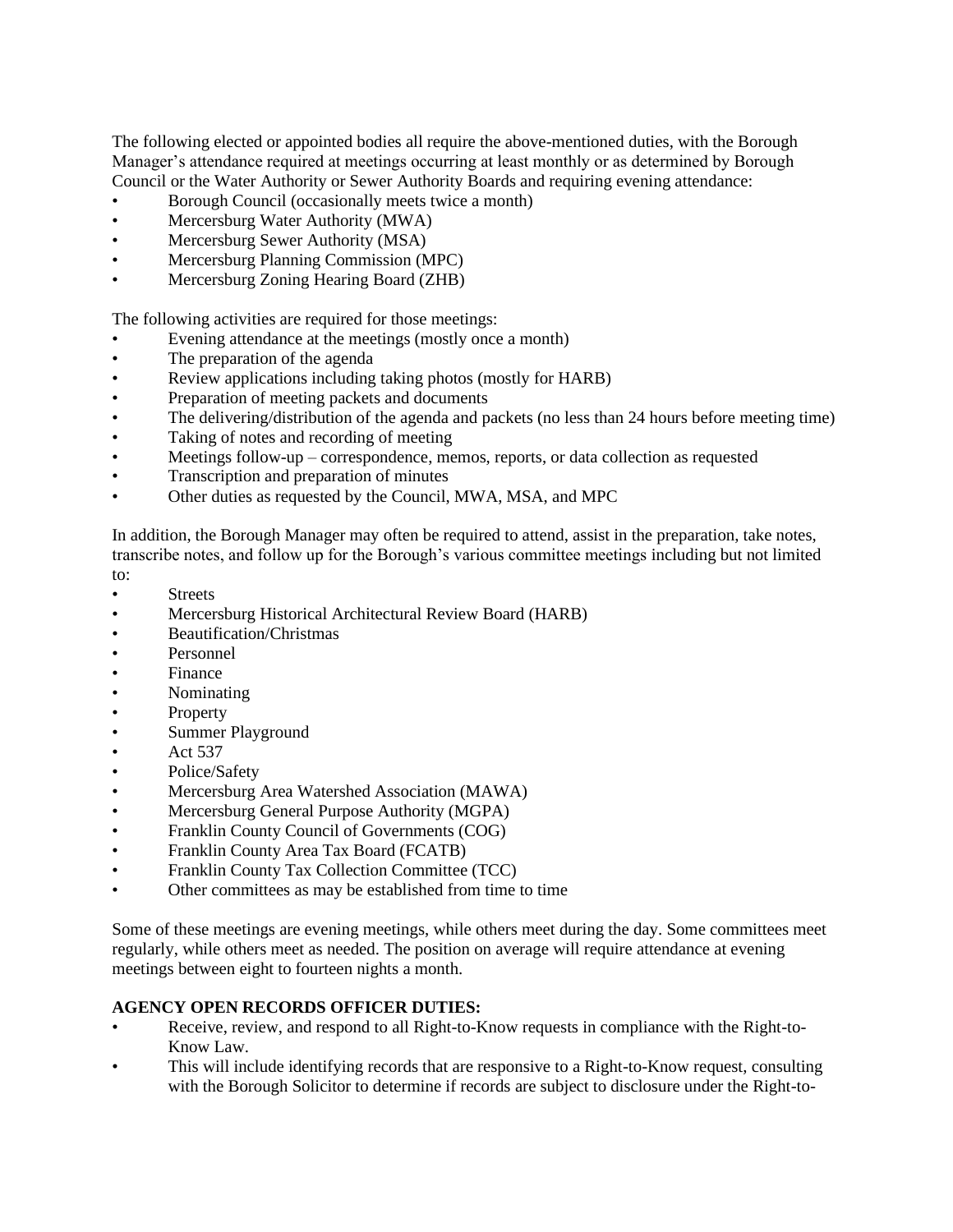The following elected or appointed bodies all require the above-mentioned duties, with the Borough Manager's attendance required at meetings occurring at least monthly or as determined by Borough Council or the Water Authority or Sewer Authority Boards and requiring evening attendance:

- Borough Council (occasionally meets twice a month)
- Mercersburg Water Authority (MWA)
- Mercersburg Sewer Authority (MSA)
- Mercersburg Planning Commission (MPC)
- Mercersburg Zoning Hearing Board (ZHB)

The following activities are required for those meetings:

- Evening attendance at the meetings (mostly once a month)
- The preparation of the agenda
- Review applications including taking photos (mostly for HARB)
- Preparation of meeting packets and documents
- The delivering/distribution of the agenda and packets (no less than 24 hours before meeting time)
- Taking of notes and recording of meeting
- Meetings follow-up – correspondence, memos, reports, or data collection as requested
- Transcription and preparation of minutes
- Other duties as requested by the Council, MWA, MSA, and MPC

In addition, the Borough Manager may often be required to attend, assist in the preparation, take notes, transcribe notes, and follow up for the Borough's various committee meetings including but not limited to:

- Streets
- Mercersburg Historical Architectural Review Board (HARB)
- Beautification/Christmas
- Personnel
- Finance
- Nominating
- Property
- Summer Playground
- Act 537
- Police/Safety
- Mercersburg Area Watershed Association (MAWA)
- Mercersburg General Purpose Authority (MGPA)
- Franklin County Council of Governments (COG)
- Franklin County Area Tax Board (FCATB)
- Franklin County Tax Collection Committee (TCC)
- Other committees as may be established from time to time

Some of these meetings are evening meetings, while others meet during the day. Some committees meet regularly, while others meet as needed. The position on average will require attendance at evening meetings between eight to fourteen nights a month.

**AGENCY OPEN RECORDS OFFICER DUTIES:**

- Receive, review, and respond to all Right-to-Know requests in compliance with the Right-to-Know Law.
- This will include identifying records that are responsive to a Right-to-Know request, consulting with the Borough Solicitor to determine if records are subject to disclosure under the Right-to-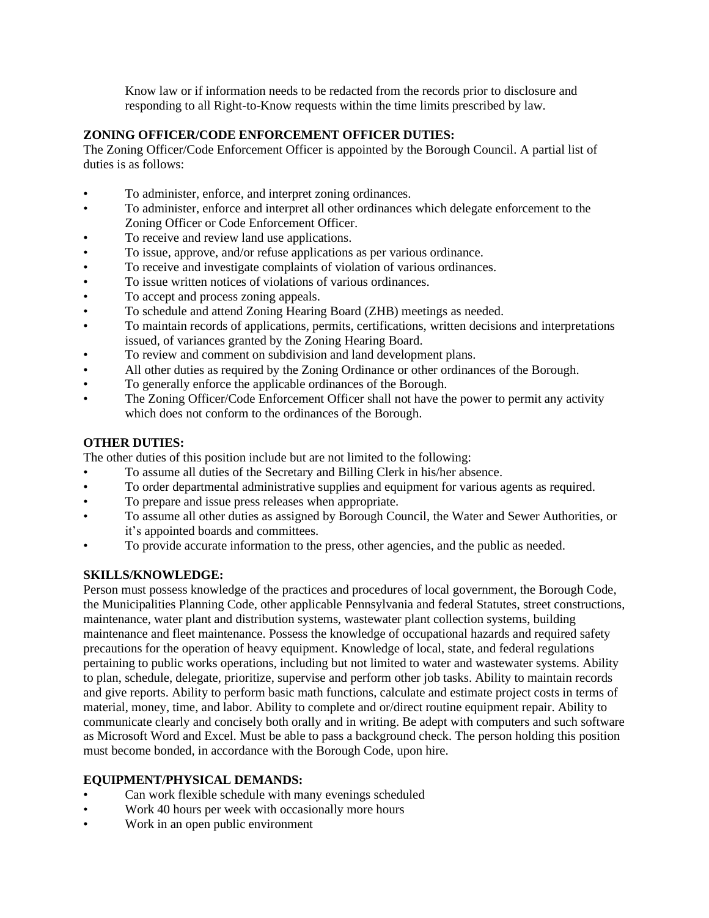Know law or if information needs to be redacted from the records prior to disclosure and responding to all Right-to-Know requests within the time limits prescribed by law.

**ZONING OFFICER/CODE ENFORCEMENT OFFICER DUTIES:**
The Zoning Officer/Code Enforcement Officer is appointed by the Borough Council. A partial list of duties is as follows:

- To administer, enforce, and interpret zoning ordinances.
- To administer, enforce and interpret all other ordinances which delegate enforcement to the Zoning Officer or Code Enforcement Officer.
- To receive and review land use applications.
- To issue, approve, and/or refuse applications as per various ordinance.
- To receive and investigate complaints of violation of various ordinances.
- To issue written notices of violations of various ordinances.
- To accept and process zoning appeals.
- To schedule and attend Zoning Hearing Board (ZHB) meetings as needed.
- To maintain records of applications, permits, certifications, written decisions and interpretations issued, of variances granted by the Zoning Hearing Board.
- To review and comment on subdivision and land development plans.
- All other duties as required by the Zoning Ordinance or other ordinances of the Borough.
- To generally enforce the applicable ordinances of the Borough.
- The Zoning Officer/Code Enforcement Officer shall not have the power to permit any activity which does not conform to the ordinances of the Borough.

**OTHER DUTIES:**
The other duties of this position include but are not limited to the following:
- To assume all duties of the Secretary and Billing Clerk in his/her absence.
- To order departmental administrative supplies and equipment for various agents as required.
- To prepare and issue press releases when appropriate.
- To assume all other duties as assigned by Borough Council, the Water and Sewer Authorities, or it's appointed boards and committees.
- To provide accurate information to the press, other agencies, and the public as needed.

**SKILLS/KNOWLEDGE:**
Person must possess knowledge of the practices and procedures of local government, the Borough Code, the Municipalities Planning Code, other applicable Pennsylvania and federal Statutes, street constructions, maintenance, water plant and distribution systems, wastewater plant collection systems, building maintenance and fleet maintenance. Possess the knowledge of occupational hazards and required safety precautions for the operation of heavy equipment. Knowledge of local, state, and federal regulations pertaining to public works operations, including but not limited to water and wastewater systems. Ability to plan, schedule, delegate, prioritize, supervise and perform other job tasks. Ability to maintain records and give reports. Ability to perform basic math functions, calculate and estimate project costs in terms of material, money, time, and labor. Ability to complete and or/direct routine equipment repair. Ability to communicate clearly and concisely both orally and in writing. Be adept with computers and such software as Microsoft Word and Excel. Must be able to pass a background check. The person holding this position must become bonded, in accordance with the Borough Code, upon hire.

**EQUIPMENT/PHYSICAL DEMANDS:**
- Can work flexible schedule with many evenings scheduled
- Work 40 hours per week with occasionally more hours
- Work in an open public environment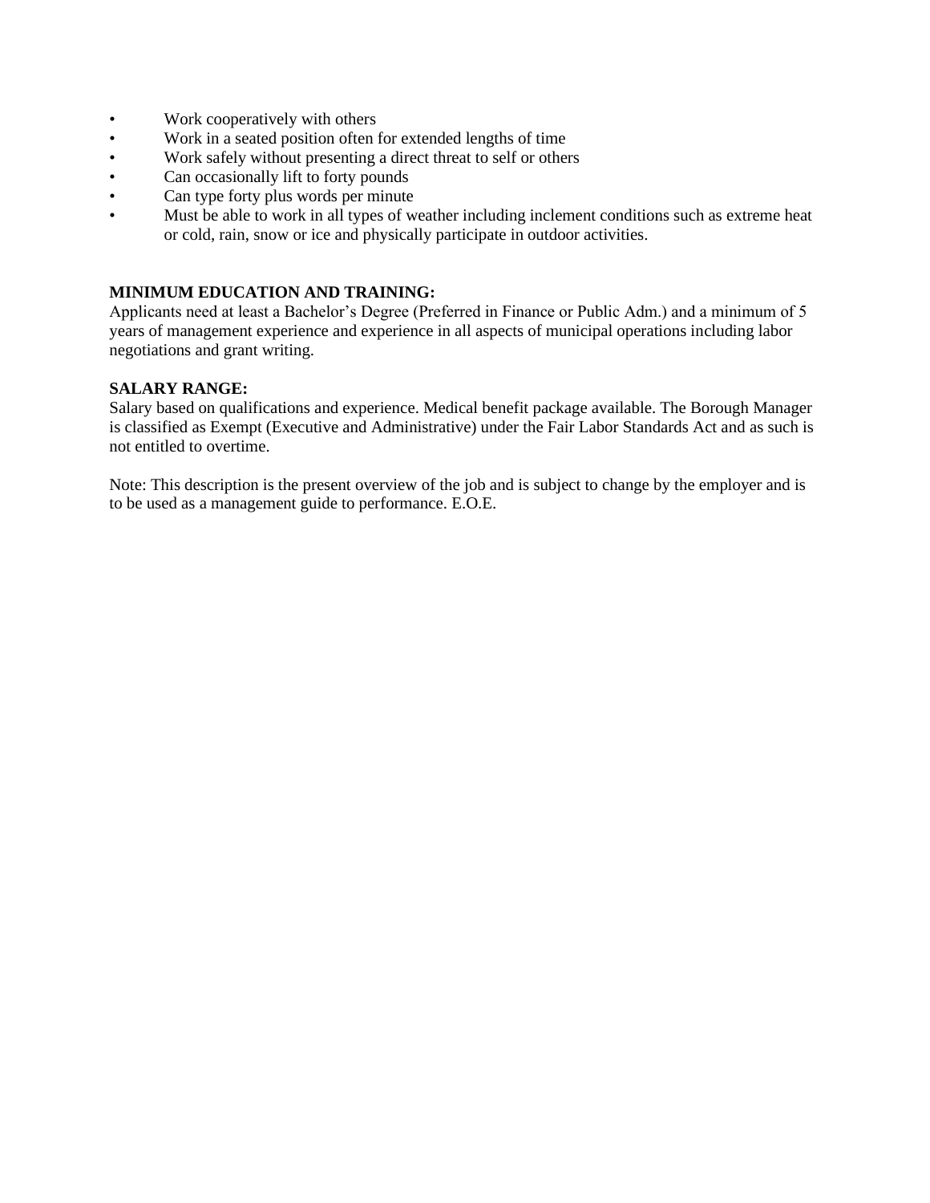- Work cooperatively with others
- Work in a seated position often for extended lengths of time
- Work safely without presenting a direct threat to self or others
- Can occasionally lift to forty pounds
- Can type forty plus words per minute
- Must be able to work in all types of weather including inclement conditions such as extreme heat or cold, rain, snow or ice and physically participate in outdoor activities.

**MINIMUM EDUCATION AND TRAINING:**
Applicants need at least a Bachelor's Degree (Preferred in Finance or Public Adm.) and a minimum of 5 years of management experience and experience in all aspects of municipal operations including labor negotiations and grant writing.

**SALARY RANGE:**
Salary based on qualifications and experience. Medical benefit package available. The Borough Manager is classified as Exempt (Executive and Administrative) under the Fair Labor Standards Act and as such is not entitled to overtime.

Note: This description is the present overview of the job and is subject to change by the employer and is to be used as a management guide to performance. E.O.E.